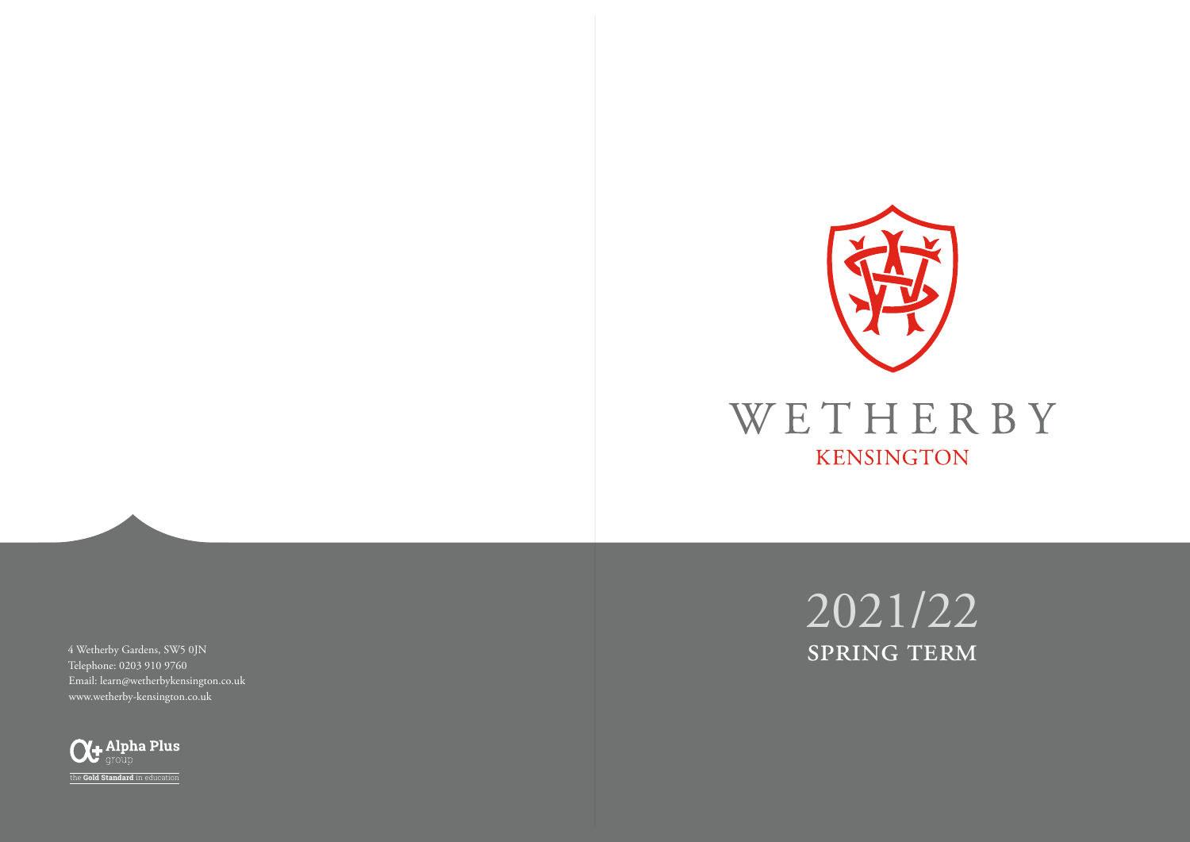# WETHERBY

## KENSINGTON

# 2021/22

## SPRING TERM

4 Wetherby Gardens, SW5 0JN
Telephone: 0203 910 9760
Email: learn@wetherbykensington.co.uk
www.wetherby-kensington.co.uk

Alpha Plus group

the **Gold Standard** in education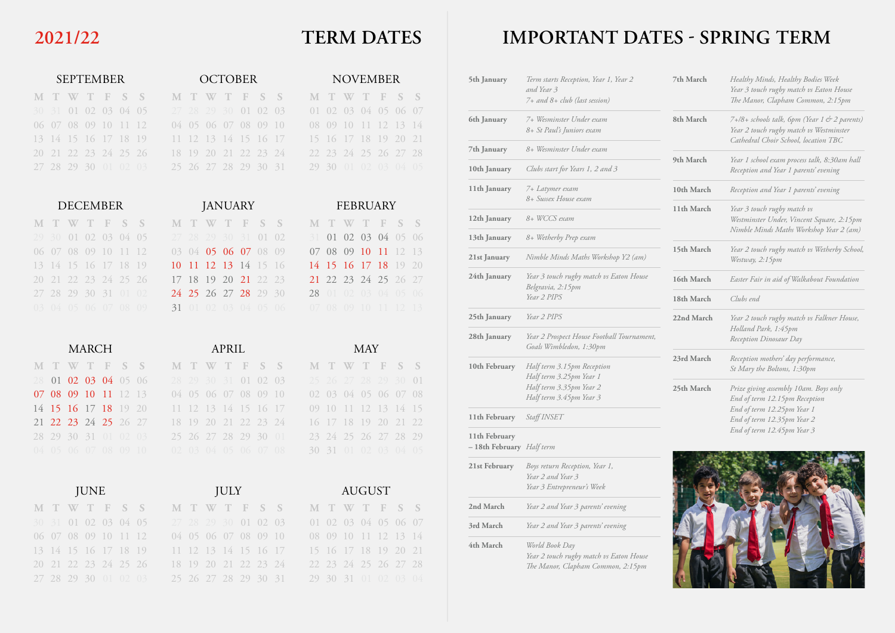# 2021/22 TERM DATES

### SEPTEMBER

| M | T | W | T | F | S | S |
|---|---|---|---|---|---|---|
| 30 | 31 | 01 | 02 | 03 | 04 | 05 |
| 06 | 07 | 08 | 09 | 10 | 11 | 12 |
| 13 | 14 | 15 | 16 | 17 | 18 | 19 |
| 20 | 21 | 22 | 23 | 24 | 25 | 26 |
| 27 | 28 | 29 | 30 | 01 | 02 | 03 |

### OCTOBER

| M | T | W | T | F | S | S |
|---|---|---|---|---|---|---|
| 27 | 28 | 29 | 30 | 01 | 02 | 03 |
| 04 | 05 | 06 | 07 | 08 | 09 | 10 |
| 11 | 12 | 13 | 14 | 15 | 16 | 17 |
| 18 | 19 | 20 | 21 | 22 | 23 | 24 |
| 25 | 26 | 27 | 28 | 29 | 30 | 31 |

### NOVEMBER

| M | T | W | T | F | S | S |
|---|---|---|---|---|---|---|
| 01 | 02 | 03 | 04 | 05 | 06 | 07 |
| 08 | 09 | 10 | 11 | 12 | 13 | 14 |
| 15 | 16 | 17 | 18 | 19 | 20 | 21 |
| 22 | 23 | 24 | 25 | 26 | 27 | 28 |
| 29 | 30 | 01 | 02 | 03 | 04 | 05 |

### DECEMBER

| M | T | W | T | F | S | S |
|---|---|---|---|---|---|---|
| 29 | 30 | 01 | 02 | 03 | 04 | 05 |
| 06 | 07 | 08 | 09 | 10 | 11 | 12 |
| 13 | 14 | 15 | 16 | 17 | 18 | 19 |
| 20 | 21 | 22 | 23 | 24 | 25 | 26 |
| 27 | 28 | 29 | 30 | 31 | 01 | 02 |
| 03 | 04 | 05 | 06 | 07 | 08 | 09 |

### JANUARY

| M | T | W | T | F | S | S |
|---|---|---|---|---|---|---|
| 27 | 28 | 29 | 30 | 31 | 01 | 02 |
| 03 | 04 | 05 | 06 | 07 | 08 | 09 |
| 10 | 11 | 12 | 13 | 14 | 15 | 16 |
| 17 | 18 | 19 | 20 | 21 | 22 | 23 |
| 24 | 25 | 26 | 27 | 28 | 29 | 30 |
| 31 | 01 | 02 | 03 | 04 | 05 | 06 |

### FEBRUARY

| M | T | W | T | F | S | S |
|---|---|---|---|---|---|---|
| 31 | 01 | 02 | 03 | 04 | 05 | 06 |
| 07 | 08 | 09 | 10 | 11 | 12 | 13 |
| 14 | 15 | 16 | 17 | 18 | 19 | 20 |
| 21 | 22 | 23 | 24 | 25 | 26 | 27 |
| 28 | 01 | 02 | 03 | 04 | 05 | 06 |
| 07 | 08 | 09 | 10 | 11 | 12 | 13 |

### MARCH

| M | T | W | T | F | S | S |
|---|---|---|---|---|---|---|
| 28 | 01 | 02 | 03 | 04 | 05 | 06 |
| 07 | 08 | 09 | 10 | 11 | 12 | 13 |
| 14 | 15 | 16 | 17 | 18 | 19 | 20 |
| 21 | 22 | 23 | 24 | 25 | 26 | 27 |
| 28 | 29 | 30 | 31 | 01 | 02 | 03 |
| 04 | 05 | 06 | 07 | 08 | 09 | 10 |

### APRIL

| M | T | W | T | F | S | S |
|---|---|---|---|---|---|---|
| 28 | 29 | 30 | 31 | 01 | 02 | 03 |
| 04 | 05 | 06 | 07 | 08 | 09 | 10 |
| 11 | 12 | 13 | 14 | 15 | 16 | 17 |
| 18 | 19 | 20 | 21 | 22 | 23 | 24 |
| 25 | 26 | 27 | 28 | 29 | 30 | 01 |
| 02 | 03 | 04 | 05 | 06 | 07 | 08 |

### MAY

| M | T | W | T | F | S | S |
|---|---|---|---|---|---|---|
| 25 | 26 | 27 | 28 | 29 | 30 | 01 |
| 02 | 03 | 04 | 05 | 06 | 07 | 08 |
| 09 | 10 | 11 | 12 | 13 | 14 | 15 |
| 16 | 17 | 18 | 19 | 20 | 21 | 22 |
| 23 | 24 | 25 | 26 | 27 | 28 | 29 |
| 30 | 31 | 01 | 02 | 03 | 04 | 05 |

### JUNE

| M | T | W | T | F | S | S |
|---|---|---|---|---|---|---|
| 30 | 31 | 01 | 02 | 03 | 04 | 05 |
| 06 | 07 | 08 | 09 | 10 | 11 | 12 |
| 13 | 14 | 15 | 16 | 17 | 18 | 19 |
| 20 | 21 | 22 | 23 | 24 | 25 | 26 |
| 27 | 28 | 29 | 30 | 01 | 02 | 03 |

### JULY

| M | T | W | T | F | S | S |
|---|---|---|---|---|---|---|
| 27 | 28 | 29 | 30 | 01 | 02 | 03 |
| 04 | 05 | 06 | 07 | 08 | 09 | 10 |
| 11 | 12 | 13 | 14 | 15 | 16 | 17 |
| 18 | 19 | 20 | 21 | 22 | 23 | 24 |
| 25 | 26 | 27 | 28 | 29 | 30 | 31 |

### AUGUST

| M | T | W | T | F | S | S |
|---|---|---|---|---|---|---|
| 01 | 02 | 03 | 04 | 05 | 06 | 07 |
| 08 | 09 | 10 | 11 | 12 | 13 | 14 |
| 15 | 16 | 17 | 18 | 19 | 20 | 21 |
| 22 | 23 | 24 | 25 | 26 | 27 | 28 |
| 29 | 30 | 31 | 01 | 02 | 03 | 04 |

# IMPORTANT DATES - SPRING TERM

| | |
|---|---|
| **5th January** | *Term starts Reception, Year 1, Year 2 and Year 3*<br>*7+ and 8+ club (last session)* |
| **6th January** | *7+ Wesminster Under exam*<br>*8+ St Paul's Juniors exam* |
| **7th January** | *8+ Westminster Under exam* |
| **10th January** | *Clubs start for Years 1, 2 and 3* |
| **11th January** | *7+ Latymer exam*<br>*8+ Sussex House exam* |
| **12th January** | *8+ WCCS exam* |
| **13th January** | *8+ Wetherby Prep exam* |
| **21st January** | *Nimble Minds Maths Workshop Y2 (am)* |
| **24th January** | *Year 3 touch rugby match vs Eaton House Belgravia, 2:15pm*<br>*Year 2 PIPS* |
| **25th January** | *Year 2 PIPS* |
| **28th January** | *Year 2 Prospect House Football Tournament, Goals Wimbledon, 1:30pm* |
| **10th February** | *Half term 3.15pm Reception*<br>*Half term 3.25pm Year 1*<br>*Half term 3.35pm Year 2*<br>*Half term 3.45pm Year 3* |
| **11th February** | *Staff INSET* |
| **11th February – 18th February** | *Half term* |
| **21st February** | *Boys return Reception, Year 1, Year 2 and Year 3*<br>*Year 3 Entrepreneur's Week* |
| **2nd March** | *Year 2 and Year 3 parents' evening* |
| **3rd March** | *Year 2 and Year 3 parents' evening* |
| **4th March** | *World Book Day*<br>*Year 2 touch rugby match vs Eaton House The Manor, Clapham Common, 2:15pm* |
| **7th March** | *Healthy Minds, Healthy Bodies Week*<br>*Year 3 touch rugby match vs Eaton House The Manor, Clapham Common, 2:15pm* |
| **8th March** | *7+/8+ schools talk, 6pm (Year 1 & 2 parents)*<br>*Year 2 touch rugby match vs Westminster Cathedral Choir School, location TBC* |
| **9th March** | *Year 1 school exam process talk, 8:30am hall*<br>*Reception and Year 1 parents' evening* |
| **10th March** | *Reception and Year 1 parents' evening* |
| **11th March** | *Year 3 touch rugby match vs Westminster Under, Vincent Square, 2:15pm*<br>*Nimble Minds Maths Workshop Year 2 (am)* |
| **15th March** | *Year 2 touch rugby match vs Wetherby School, Westway, 2:15pm* |
| **16th March** | *Easter Fair in aid of Walkabout Foundation* |
| **18th March** | *Clubs end* |
| **22nd March** | *Year 2 touch rugby match vs Falkner House, Holland Park, 1:45pm*<br>*Reception Dinosaur Day* |
| **23rd March** | *Reception mothers' day performance, St Mary the Boltons, 1:30pm* |
| **25th March** | *Prize giving assembly 10am. Boys only*<br>*End of term 12.15pm Reception*<br>*End of term 12.25pm Year 1*<br>*End of term 12.35pm Year 2*<br>*End of term 12.45pm Year 3* |